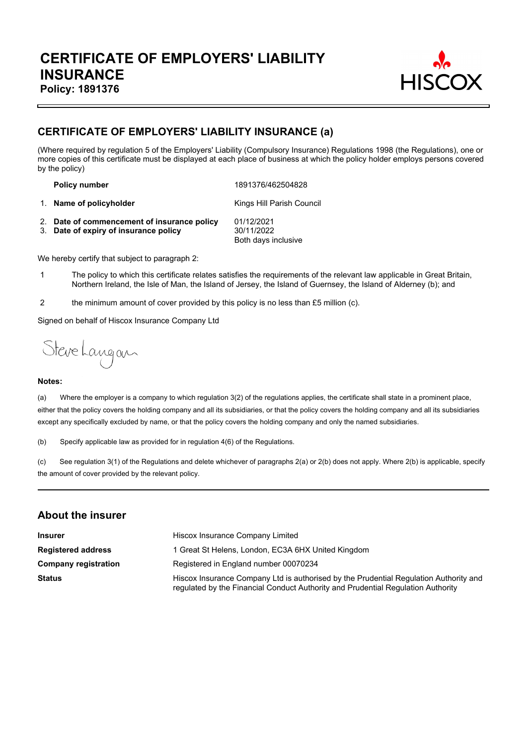# CERTIFICATE OF EMPLOYERS' LIABILITY INSURANCE

**Policy: 1891376**

## CERTIFICATE OF EMPLOYERS' LIABILITY INSURANCE (a)

(Where required by regulation 5 of the Employers' Liability (Compulsory Insurance) Regulations 1998 (the Regulations), one or more copies of this certificate must be displayed at each place of business at which the policy holder employs persons covered by the policy)

| | |
|---|---|
| **Policy number** | 1891376/462504828 |
| 1. **Name of policyholder** | Kings Hill Parish Council |
| 2. **Date of commencement of insurance policy** | 01/12/2021 |
| 3. **Date of expiry of insurance policy** | 30/11/2022<br>Both days inclusive |

We hereby certify that subject to paragraph 2:

1. The policy to which this certificate relates satisfies the requirements of the relevant law applicable in Great Britain, Northern Ireland, the Isle of Man, the Island of Jersey, the Island of Guernsey, the Island of Alderney (b); and

2. the minimum amount of cover provided by this policy is no less than £5 million (c).

Signed on behalf of Hiscox Insurance Company Ltd

Steve Langan

**Notes:**

(a) Where the employer is a company to which regulation 3(2) of the regulations applies, the certificate shall state in a prominent place, either that the policy covers the holding company and all its subsidiaries, or that the policy covers the holding company and all its subsidiaries except any specifically excluded by name, or that the policy covers the holding company and only the named subsidiaries.

(b) Specify applicable law as provided for in regulation 4(6) of the Regulations.

(c) See regulation 3(1) of the Regulations and delete whichever of paragraphs 2(a) or 2(b) does not apply. Where 2(b) is applicable, specify the amount of cover provided by the relevant policy.

## About the insurer

| | |
|---|---|
| **Insurer** | Hiscox Insurance Company Limited |
| **Registered address** | 1 Great St Helens, London, EC3A 6HX United Kingdom |
| **Company registration** | Registered in England number 00070234 |
| **Status** | Hiscox Insurance Company Ltd is authorised by the Prudential Regulation Authority and regulated by the Financial Conduct Authority and Prudential Regulation Authority |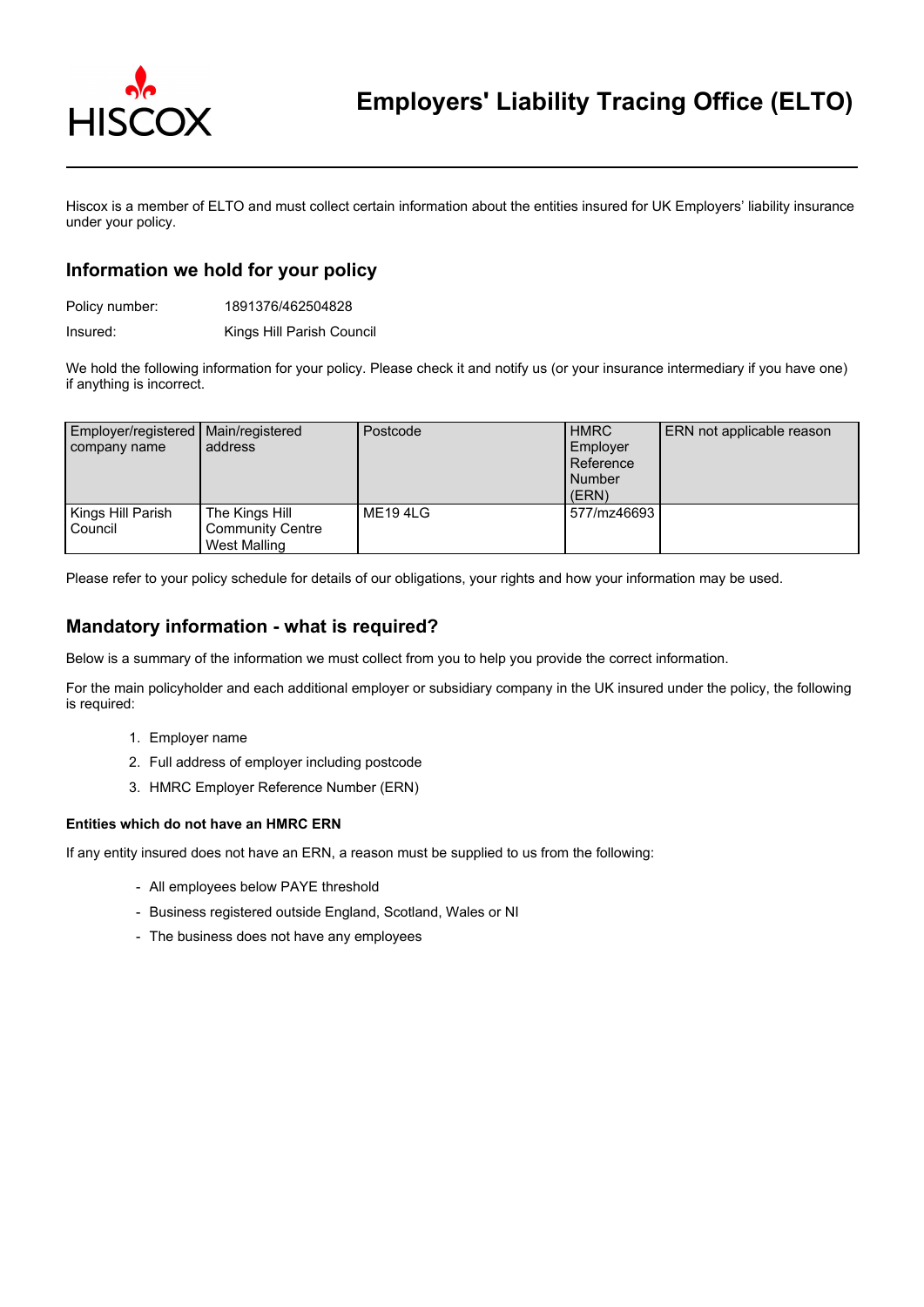# Employers' Liability Tracing Office (ELTO)

Hiscox is a member of ELTO and must collect certain information about the entities insured for UK Employers' liability insurance under your policy.

## Information we hold for your policy

Policy number: 1891376/462504828

Insured: Kings Hill Parish Council

We hold the following information for your policy. Please check it and notify us (or your insurance intermediary if you have one) if anything is incorrect.

| Employer/registered company name | Main/registered address | Postcode | HMRC Employer Reference Number (ERN) | ERN not applicable reason |
|---|---|---|---|---|
| Kings Hill Parish Council | The Kings Hill Community Centre West Malling | ME19 4LG | 577/mz46693 | |

Please refer to your policy schedule for details of our obligations, your rights and how your information may be used.

## Mandatory information - what is required?

Below is a summary of the information we must collect from you to help you provide the correct information.

For the main policyholder and each additional employer or subsidiary company in the UK insured under the policy, the following is required:

1. Employer name
2. Full address of employer including postcode
3. HMRC Employer Reference Number (ERN)

#### Entities which do not have an HMRC ERN

If any entity insured does not have an ERN, a reason must be supplied to us from the following:

- All employees below PAYE threshold
- Business registered outside England, Scotland, Wales or NI
- The business does not have any employees